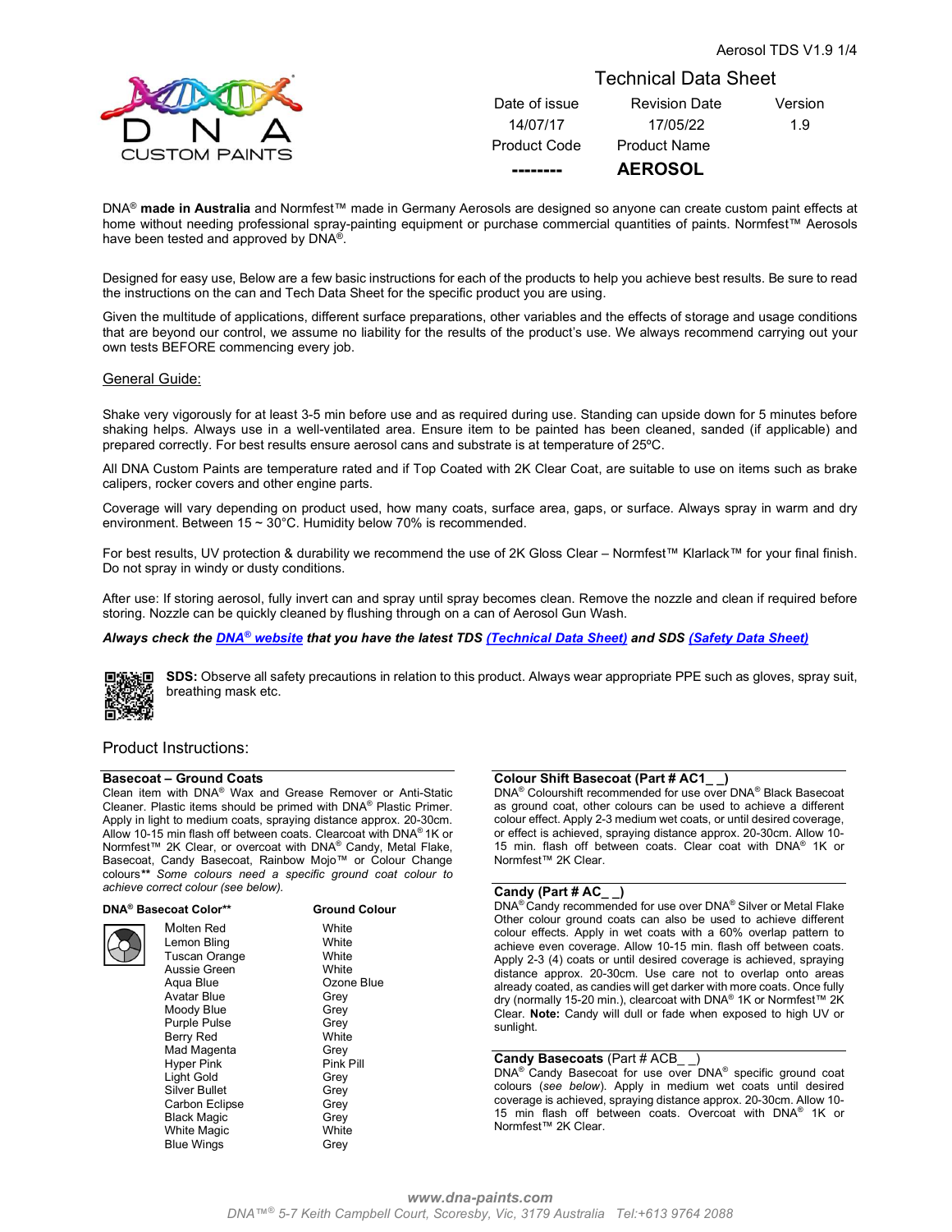# Technical Data Sheet

| Date of issue | Revision Date | Version |
| --- | --- | --- |
| 14/07/17 | 17/05/22 | 1.9 |
| **Product Code** | **Product Name** | |
| -------- | **AEROSOL** | |

DNA® **made in Australia** and Normfest™ made in Germany Aerosols are designed so anyone can create custom paint effects at home without needing professional spray-painting equipment or purchase commercial quantities of paints. Normfest™ Aerosols have been tested and approved by DNA®.

Designed for easy use, Below are a few basic instructions for each of the products to help you achieve best results. Be sure to read the instructions on the can and Tech Data Sheet for the specific product you are using.

Given the multitude of applications, different surface preparations, other variables and the effects of storage and usage conditions that are beyond our control, we assume no liability for the results of the product's use. We always recommend carrying out your own tests BEFORE commencing every job.

## General Guide:

Shake very vigorously for at least 3-5 min before use and as required during use. Standing can upside down for 5 minutes before shaking helps. Always use in a well-ventilated area. Ensure item to be painted has been cleaned, sanded (if applicable) and prepared correctly. For best results ensure aerosol cans and substrate is at temperature of 25ºC.

All DNA Custom Paints are temperature rated and if Top Coated with 2K Clear Coat, are suitable to use on items such as brake calipers, rocker covers and other engine parts.

Coverage will vary depending on product used, how many coats, surface area, gaps, or surface. Always spray in warm and dry environment. Between 15 ~ 30°C. Humidity below 70% is recommended.

For best results, UV protection & durability we recommend the use of 2K Gloss Clear – Normfest™ Klarlack™ for your final finish. Do not spray in windy or dusty conditions.

After use: If storing aerosol, fully invert can and spray until spray becomes clean. Remove the nozzle and clean if required before storing. Nozzle can be quickly cleaned by flushing through on a can of Aerosol Gun Wash.

***Always check the DNA® website that you have the latest TDS (Technical Data Sheet) and SDS (Safety Data Sheet)***

**SDS:** Observe all safety precautions in relation to this product. Always wear appropriate PPE such as gloves, spray suit, breathing mask etc.

## Product Instructions:

### Basecoat – Ground Coats

Clean item with DNA® Wax and Grease Remover or Anti-Static Cleaner. Plastic items should be primed with DNA® Plastic Primer. Apply in light to medium coats, spraying distance approx. 20-30cm. Allow 10-15 min flash off between coats. Clearcoat with DNA® 1K or Normfest™ 2K Clear, or overcoat with DNA® Candy, Metal Flake, Basecoat, Candy Basecoat, Rainbow Mojo™ or Colour Change colours** *Some colours need a specific ground coat colour to achieve correct colour (see below).*

| DNA® Basecoat Color** | Ground Colour |
| --- | --- |
| Molten Red | White |
| Lemon Bling | White |
| Tuscan Orange | White |
| Aussie Green | White |
| Aqua Blue | Ozone Blue |
| Avatar Blue | Grey |
| Moody Blue | Grey |
| Purple Pulse | Grey |
| Berry Red | White |
| Mad Magenta | Grey |
| Hyper Pink | Pink Pill |
| Light Gold | Grey |
| Silver Bullet | Grey |
| Carbon Eclipse | Grey |
| Black Magic | Grey |
| White Magic | White |
| Blue Wings | Grey |

### Colour Shift Basecoat (Part # AC1_ _)

DNA® Colourshift recommended for use over DNA® Black Basecoat as ground coat, other colours can be used to achieve a different colour effect. Apply 2-3 medium wet coats, or until desired coverage, or effect is achieved, spraying distance approx. 20-30cm. Allow 10-15 min. flash off between coats. Clear coat with DNA® 1K or Normfest™ 2K Clear.

### Candy (Part # AC_ _)

DNA® Candy recommended for use over DNA® Silver or Metal Flake Other colour ground coats can also be used to achieve different colour effects. Apply in wet coats with a 60% overlap pattern to achieve even coverage. Allow 10-15 min. flash off between coats. Apply 2-3 (4) coats or until desired coverage is achieved, spraying distance approx. 20-30cm. Use care not to overlap onto areas already coated, as candies will get darker with more coats. Once fully dry (normally 15-20 min.), clearcoat with DNA® 1K or Normfest™ 2K Clear. **Note:** Candy will dull or fade when exposed to high UV or sunlight.

### Candy Basecoats (Part # ACB_ _)

DNA® Candy Basecoat for use over DNA® specific ground coat colours (*see below*). Apply in medium wet coats until desired coverage is achieved, spraying distance approx. 20-30cm. Allow 10-15 min flash off between coats. Overcoat with DNA® 1K or Normfest™ 2K Clear.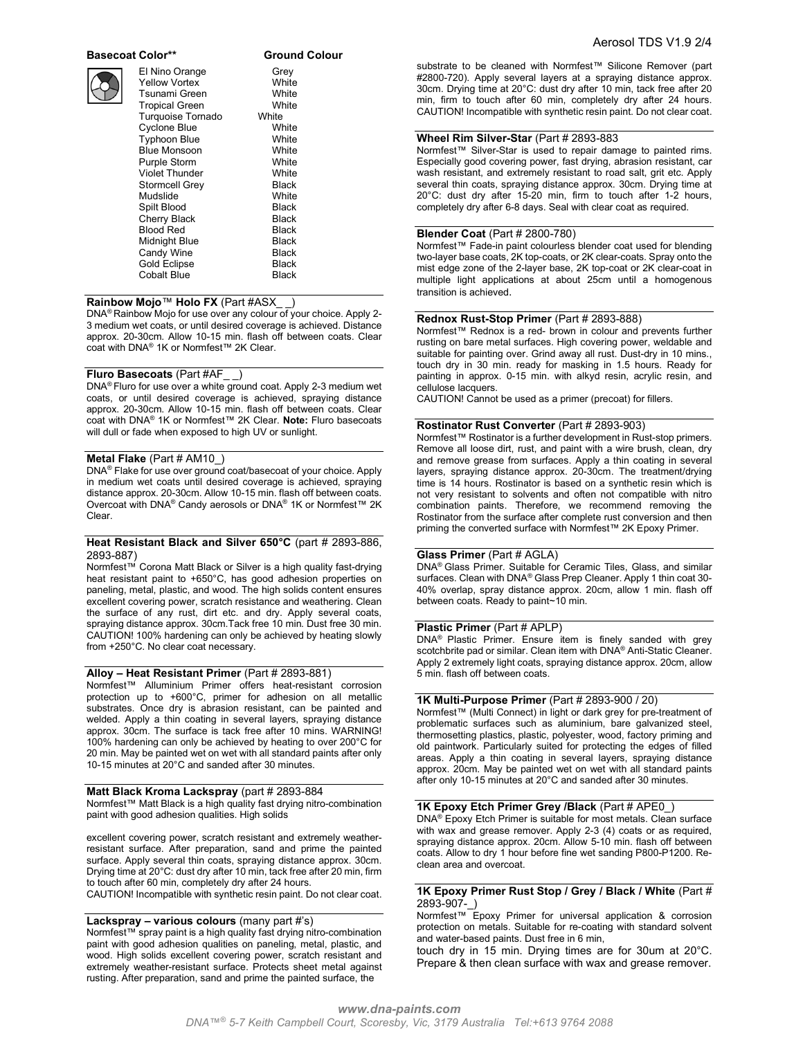| Basecoat Color** | Ground Colour |
| --- | --- |
| El Nino Orange | Grey |
| Yellow Vortex | White |
| Tsunami Green | White |
| Tropical Green | White |
| Turquoise Tornado | White |
| Cyclone Blue | White |
| Typhoon Blue | White |
| Blue Monsoon | White |
| Purple Storm | White |
| Violet Thunder | White |
| Stormcell Grey | Black |
| Mudslide | White |
| Spilt Blood | Black |
| Cherry Black | Black |
| Blood Red | Black |
| Midnight Blue | Black |
| Candy Wine | Black |
| Gold Eclipse | Black |
| Cobalt Blue | Black |

**Rainbow Mojo™ Holo FX** (Part #ASX_ _)

DNA® Rainbow Mojo for use over any colour of your choice. Apply 2-3 medium wet coats, or until desired coverage is achieved. Distance approx. 20-30cm. Allow 10-15 min. flash off between coats. Clear coat with DNA® 1K or Normfest™ 2K Clear.

**Fluro Basecoats** (Part #AF_ _)

DNA® Fluro for use over a white ground coat. Apply 2-3 medium wet coats, or until desired coverage is achieved, spraying distance approx. 20-30cm. Allow 10-15 min. flash off between coats. Clear coat with DNA® 1K or Normfest™ 2K Clear. **Note:** Fluro basecoats will dull or fade when exposed to high UV or sunlight.

**Metal Flake** (Part # AM10_)

DNA® Flake for use over ground coat/basecoat of your choice. Apply in medium wet coats until desired coverage is achieved, spraying distance approx. 20-30cm. Allow 10-15 min. flash off between coats. Overcoat with DNA® Candy aerosols or DNA® 1K or Normfest™ 2K Clear.

**Heat Resistant Black and Silver 650°C** (part # 2893-886, 2893-887)

Normfest™ Corona Matt Black or Silver is a high quality fast-drying heat resistant paint to +650°C, has good adhesion properties on paneling, metal, plastic, and wood. The high solids content ensures excellent covering power, scratch resistance and weathering. Clean the surface of any rust, dirt etc. and dry. Apply several coats, spraying distance approx. 30cm.Tack free 10 min. Dust free 30 min. CAUTION! 100% hardening can only be achieved by heating slowly from +250°C. No clear coat necessary.

**Alloy – Heat Resistant Primer** (Part # 2893-881)

Normfest™ Alluminium Primer offers heat-resistant corrosion protection up to +600°C, primer for adhesion on all metallic substrates. Once dry is abrasion resistant, can be painted and welded. Apply a thin coating in several layers, spraying distance approx. 30cm. The surface is tack free after 10 mins. WARNING! 100% hardening can only be achieved by heating to over 200°C for 20 min. May be painted wet on wet with all standard paints after only 10-15 minutes at 20°C and sanded after 30 minutes.

**Matt Black Kroma Lackspray** (part # 2893-884

Normfest™ Matt Black is a high quality fast drying nitro-combination paint with good adhesion qualities. High solids

excellent covering power, scratch resistant and extremely weather-resistant surface. After preparation, sand and prime the painted surface. Apply several thin coats, spraying distance approx. 30cm. Drying time at 20°C: dust dry after 10 min, tack free after 20 min, firm to touch after 60 min, completely dry after 24 hours.
CAUTION! Incompatible with synthetic resin paint. Do not clear coat.

**Lackspray – various colours** (many part #'s)

Normfest™ spray paint is a high quality fast drying nitro-combination paint with good adhesion qualities on paneling, metal, plastic, and wood. High solids excellent covering power, scratch resistant and extremely weather-resistant surface. Protects sheet metal against rusting. After preparation, sand and prime the painted surface, the substrate to be cleaned with Normfest™ Silicone Remover (part #2800-720). Apply several layers at a spraying distance approx. 30cm. Drying time at 20°C: dust dry after 10 min, tack free after 20 min, firm to touch after 60 min, completely dry after 24 hours. CAUTION! Incompatible with synthetic resin paint. Do not clear coat.

**Wheel Rim Silver-Star** (Part # 2893-883

Normfest™ Silver-Star is used to repair damage to painted rims. Especially good covering power, fast drying, abrasion resistant, car wash resistant, and extremely resistant to road salt, grit etc. Apply several thin coats, spraying distance approx. 30cm. Drying time at 20°C: dust dry after 15-20 min, firm to touch after 1-2 hours, completely dry after 6-8 days. Seal with clear coat as required.

**Blender Coat** (Part # 2800-780)

Normfest™ Fade-in paint colourless blender coat used for blending two-layer base coats, 2K top-coats, or 2K clear-coats. Spray onto the mist edge zone of the 2-layer base, 2K top-coat or 2K clear-coat in multiple light applications at about 25cm until a homogenous transition is achieved.

**Rednox Rust-Stop Primer** (Part # 2893-888)

Normfest™ Rednox is a red- brown in colour and prevents further rusting on bare metal surfaces. High covering power, weldable and suitable for painting over. Grind away all rust. Dust-dry in 10 mins., touch dry in 30 min. ready for masking in 1.5 hours. Ready for painting in approx. 0-15 min. with alkyd resin, acrylic resin, and cellulose lacquers.
CAUTION! Cannot be used as a primer (precoat) for fillers.

**Rostinator Rust Converter** (Part # 2893-903)

Normfest™ Rostinator is a further development in Rust-stop primers. Remove all loose dirt, rust, and paint with a wire brush, clean, dry and remove grease from surfaces. Apply a thin coating in several layers, spraying distance approx. 20-30cm. The treatment/drying time is 14 hours. Rostinator is based on a synthetic resin which is not very resistant to solvents and often not compatible with nitro combination paints. Therefore, we recommend removing the Rostinator from the surface after complete rust conversion and then priming the converted surface with Normfest™ 2K Epoxy Primer.

**Glass Primer** (Part # AGLA)

DNA® Glass Primer. Suitable for Ceramic Tiles, Glass, and similar surfaces. Clean with DNA® Glass Prep Cleaner. Apply 1 thin coat 30-40% overlap, spray distance approx. 20cm, allow 1 min. flash off between coats. Ready to paint~10 min.

**Plastic Primer** (Part # APLP)

DNA® Plastic Primer. Ensure item is finely sanded with grey scotchbrite pad or similar. Clean item with DNA® Anti-Static Cleaner. Apply 2 extremely light coats, spraying distance approx. 20cm, allow 5 min. flash off between coats.

**1K Multi-Purpose Primer** (Part # 2893-900 / 20)

Normfest™ (Multi Connect) in light or dark grey for pre-treatment of problematic surfaces such as aluminium, bare galvanized steel, thermosetting plastics, plastic, polyester, wood, factory priming and old paintwork. Particularly suited for protecting the edges of filled areas. Apply a thin coating in several layers, spraying distance approx. 20cm. May be painted wet on wet with all standard paints after only 10-15 minutes at 20°C and sanded after 30 minutes.

**1K Epoxy Etch Primer Grey /Black** (Part # APE0_)

DNA® Epoxy Etch Primer is suitable for most metals. Clean surface with wax and grease remover. Apply 2-3 (4) coats or as required, spraying distance approx. 20cm. Allow 5-10 min. flash off between coats. Allow to dry 1 hour before fine wet sanding P800-P1200. Re-clean area and overcoat.

**1K Epoxy Primer Rust Stop / Grey / Black / White** (Part # 2893-907-_)

Normfest™ Epoxy Primer for universal application & corrosion protection on metals. Suitable for re-coating with standard solvent and water-based paints. Dust free in 6 min,
touch dry in 15 min. Drying times are for 30um at 20°C. Prepare & then clean surface with wax and grease remover.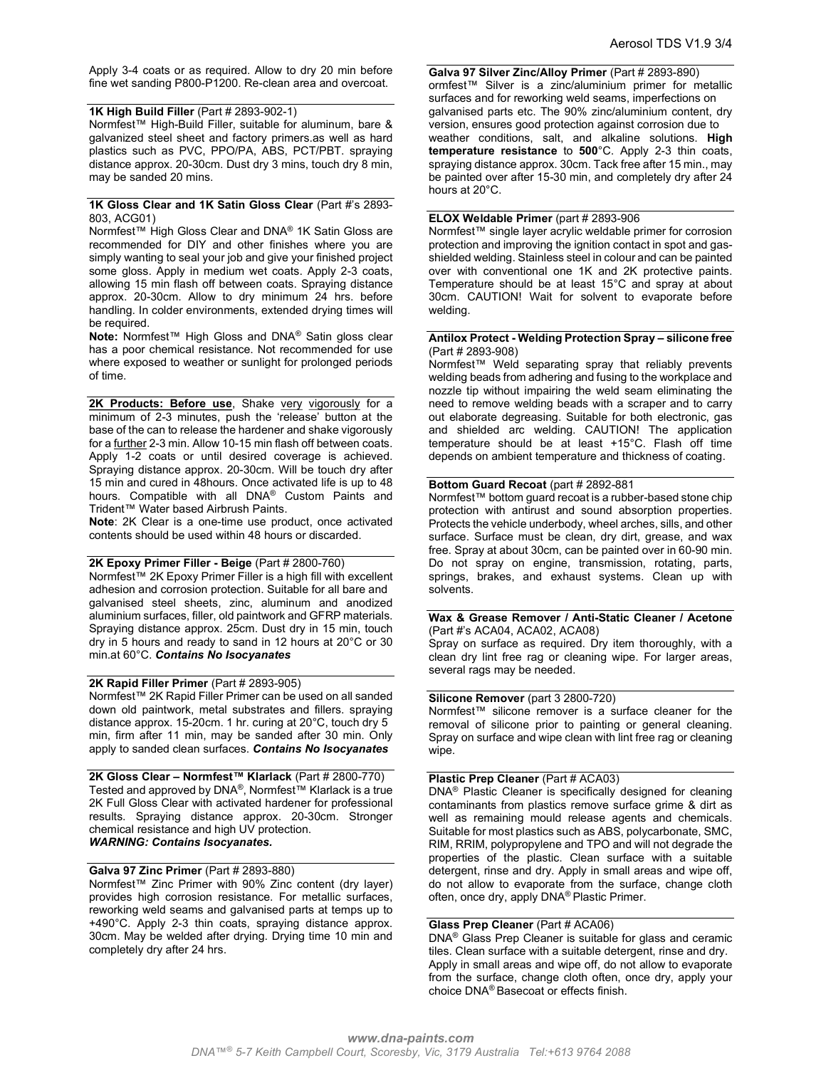Apply 3-4 coats or as required. Allow to dry 20 min before fine wet sanding P800-P1200. Re-clean area and overcoat.

**1K High Build Filler** (Part # 2893-902-1)
Normfest™ High-Build Filler, suitable for aluminum, bare & galvanized steel sheet and factory primers.as well as hard plastics such as PVC, PPO/PA, ABS, PCT/PBT. spraying distance approx. 20-30cm. Dust dry 3 mins, touch dry 8 min, may be sanded 20 mins.

**1K Gloss Clear and 1K Satin Gloss Clear** (Part #'s 2893-803, ACG01)
Normfest™ High Gloss Clear and DNA® 1K Satin Gloss are recommended for DIY and other finishes where you are simply wanting to seal your job and give your finished project some gloss. Apply in medium wet coats. Apply 2-3 coats, allowing 15 min flash off between coats. Spraying distance approx. 20-30cm. Allow to dry minimum 24 hrs. before handling. In colder environments, extended drying times will be required.
**Note:** Normfest™ High Gloss and DNA® Satin gloss clear has a poor chemical resistance. Not recommended for use where exposed to weather or sunlight for prolonged periods of time.

**2K Products: Before use**, Shake very vigorously for a minimum of 2-3 minutes, push the 'release' button at the base of the can to release the hardener and shake vigorously for a further 2-3 min. Allow 10-15 min flash off between coats. Apply 1-2 coats or until desired coverage is achieved. Spraying distance approx. 20-30cm. Will be touch dry after 15 min and cured in 48hours. Once activated life is up to 48 hours. Compatible with all DNA® Custom Paints and Trident™ Water based Airbrush Paints.
**Note**: 2K Clear is a one-time use product, once activated contents should be used within 48 hours or discarded.

**2K Epoxy Primer Filler - Beige** (Part # 2800-760)
Normfest™ 2K Epoxy Primer Filler is a high fill with excellent adhesion and corrosion protection. Suitable for all bare and galvanised steel sheets, zinc, aluminum and anodized aluminium surfaces, filler, old paintwork and GFRP materials. Spraying distance approx. 25cm. Dust dry in 15 min, touch dry in 5 hours and ready to sand in 12 hours at 20°C or 30 min.at 60°C. ***Contains No Isocyanates***

**2K Rapid Filler Primer** (Part # 2893-905)
Normfest™ 2K Rapid Filler Primer can be used on all sanded down old paintwork, metal substrates and fillers. spraying distance approx. 15-20cm. 1 hr. curing at 20°C, touch dry 5 min, firm after 11 min, may be sanded after 30 min. Only apply to sanded clean surfaces. ***Contains No Isocyanates***

**2K Gloss Clear – Normfest™ Klarlack** (Part # 2800-770)
Tested and approved by DNA®, Normfest™ Klarlack is a true 2K Full Gloss Clear with activated hardener for professional results. Spraying distance approx. 20-30cm. Stronger chemical resistance and high UV protection.
***WARNING: Contains Isocyanates.***

**Galva 97 Zinc Primer** (Part # 2893-880)
Normfest™ Zinc Primer with 90% Zinc content (dry layer) provides high corrosion resistance. For metallic surfaces, reworking weld seams and galvanised parts at temps up to +490°C. Apply 2-3 thin coats, spraying distance approx. 30cm. May be welded after drying. Drying time 10 min and completely dry after 24 hrs.

**Galva 97 Silver Zinc/Alloy Primer** (Part # 2893-890)
ormfest™ Silver is a zinc/aluminium primer for metallic surfaces and for reworking weld seams, imperfections on galvanised parts etc. The 90% zinc/aluminium content, dry version, ensures good protection against corrosion due to weather conditions, salt, and alkaline solutions. **High temperature resistance** to **500**°C. Apply 2-3 thin coats, spraying distance approx. 30cm. Tack free after 15 min., may be painted over after 15-30 min, and completely dry after 24 hours at 20°C.

**ELOX Weldable Primer** (part # 2893-906
Normfest™ single layer acrylic weldable primer for corrosion protection and improving the ignition contact in spot and gas-shielded welding. Stainless steel in colour and can be painted over with conventional one 1K and 2K protective paints. Temperature should be at least 15°C and spray at about 30cm. CAUTION! Wait for solvent to evaporate before welding.

**Antilox Protect - Welding Protection Spray – silicone free** (Part # 2893-908)
Normfest™ Weld separating spray that reliably prevents welding beads from adhering and fusing to the workplace and nozzle tip without impairing the weld seam eliminating the need to remove welding beads with a scraper and to carry out elaborate degreasing. Suitable for both electronic, gas and shielded arc welding. CAUTION! The application temperature should be at least +15°C. Flash off time depends on ambient temperature and thickness of coating.

**Bottom Guard Recoat** (part # 2892-881
Normfest™ bottom guard recoat is a rubber-based stone chip protection with antirust and sound absorption properties. Protects the vehicle underbody, wheel arches, sills, and other surface. Surface must be clean, dry dirt, grease, and wax free. Spray at about 30cm, can be painted over in 60-90 min. Do not spray on engine, transmission, rotating, parts, springs, brakes, and exhaust systems. Clean up with solvents.

**Wax & Grease Remover / Anti-Static Cleaner / Acetone** (Part #'s ACA04, ACA02, ACA08)
Spray on surface as required. Dry item thoroughly, with a clean dry lint free rag or cleaning wipe. For larger areas, several rags may be needed.

**Silicone Remover** (part 3 2800-720)
Normfest™ silicone remover is a surface cleaner for the removal of silicone prior to painting or general cleaning. Spray on surface and wipe clean with lint free rag or cleaning wipe.

**Plastic Prep Cleaner** (Part # ACA03)
DNA® Plastic Cleaner is specifically designed for cleaning contaminants from plastics remove surface grime & dirt as well as remaining mould release agents and chemicals. Suitable for most plastics such as ABS, polycarbonate, SMC, RIM, RRIM, polypropylene and TPO and will not degrade the properties of the plastic. Clean surface with a suitable detergent, rinse and dry. Apply in small areas and wipe off, do not allow to evaporate from the surface, change cloth often, once dry, apply DNA® Plastic Primer.

**Glass Prep Cleaner** (Part # ACA06)
DNA® Glass Prep Cleaner is suitable for glass and ceramic tiles. Clean surface with a suitable detergent, rinse and dry. Apply in small areas and wipe off, do not allow to evaporate from the surface, change cloth often, once dry, apply your choice DNA® Basecoat or effects finish.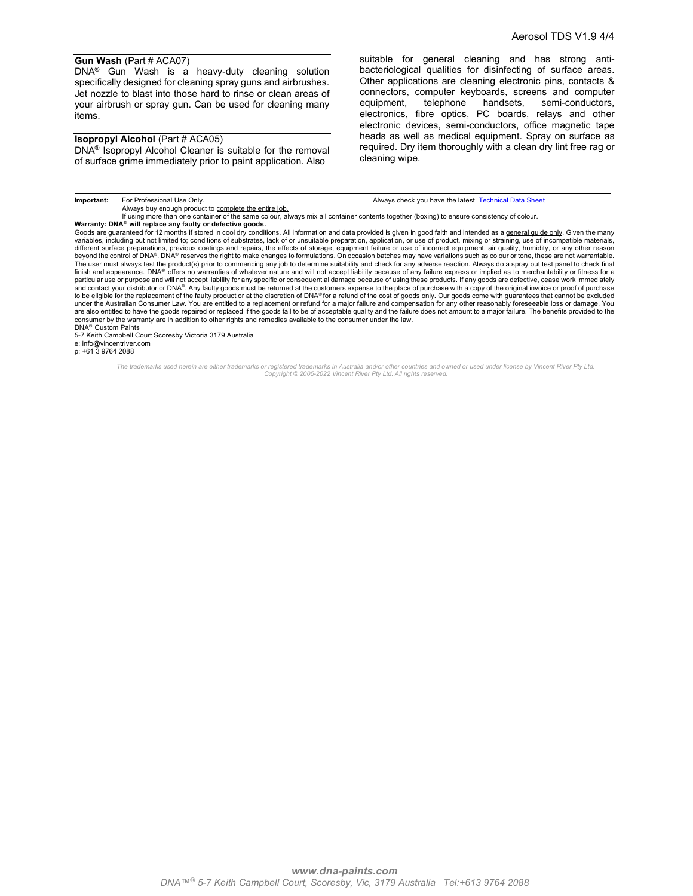**Gun Wash** (Part # ACA07)

DNA® Gun Wash is a heavy-duty cleaning solution specifically designed for cleaning spray guns and airbrushes. Jet nozzle to blast into those hard to rinse or clean areas of your airbrush or spray gun. Can be used for cleaning many items.

**Isopropyl Alcohol** (Part # ACA05)

DNA® Isopropyl Alcohol Cleaner is suitable for the removal of surface grime immediately prior to paint application. Also suitable for general cleaning and has strong anti-bacteriological qualities for disinfecting of surface areas. Other applications are cleaning electronic pins, contacts & connectors, computer keyboards, screens and computer equipment, telephone handsets, semi-conductors, electronics, fibre optics, PC boards, relays and other electronic devices, semi-conductors, office magnetic tape heads as well as medical equipment. Spray on surface as required. Dry item thoroughly with a clean dry lint free rag or cleaning wipe.

---

**Important:** For Professional Use Only. Always check you have the latest Technical Data Sheet

Always buy enough product to complete the entire job.

If using more than one container of the same colour, always mix all container contents together (boxing) to ensure consistency of colour.

**Warranty: DNA® will replace any faulty or defective goods.**

Goods are guaranteed for 12 months if stored in cool dry conditions. All information and data provided is given in good faith and intended as a general guide only. Given the many variables, including but not limited to; conditions of substrates, lack of or unsuitable preparation, application, or use of product, mixing or straining, use of incompatible materials, different surface preparations, previous coatings and repairs, the effects of storage, equipment failure or use of incorrect equipment, air quality, humidity, or any other reason beyond the control of DNA®. DNA® reserves the right to make changes to formulations. On occasion batches may have variations such as colour or tone, these are not warrantable. The user must always test the product(s) prior to commencing any job to determine suitability and check for any adverse reaction. Always do a spray out test panel to check final finish and appearance. DNA® offers no warranties of whatever nature and will not accept liability because of any failure express or implied as to merchantability or fitness for a particular use or purpose and will not accept liability for any specific or consequential damage because of using these products. If any goods are defective, cease work immediately and contact your distributor or DNA®. Any faulty goods must be returned at the customers expense to the place of purchase with a copy of the original invoice or proof of purchase to be eligible for the replacement of the faulty product or at the discretion of DNA® for a refund of the cost of goods only. Our goods come with guarantees that cannot be excluded under the Australian Consumer Law. You are entitled to a replacement or refund for a major failure and compensation for any other reasonably foreseeable loss or damage. You are also entitled to have the goods repaired or replaced if the goods fail to be of acceptable quality and the failure does not amount to a major failure. The benefits provided to the consumer by the warranty are in addition to other rights and remedies available to the consumer under the law.

DNA® Custom Paints
5-7 Keith Campbell Court Scoresby Victoria 3179 Australia
e: info@vincentriver.com
p: +61 3 9764 2088

*The trademarks used herein are either trademarks or registered trademarks in Australia and/or other countries and owned or used under license by Vincent River Pty Ltd.*
*Copyright © 2005-2022 Vincent River Pty Ltd. All rights reserved.*